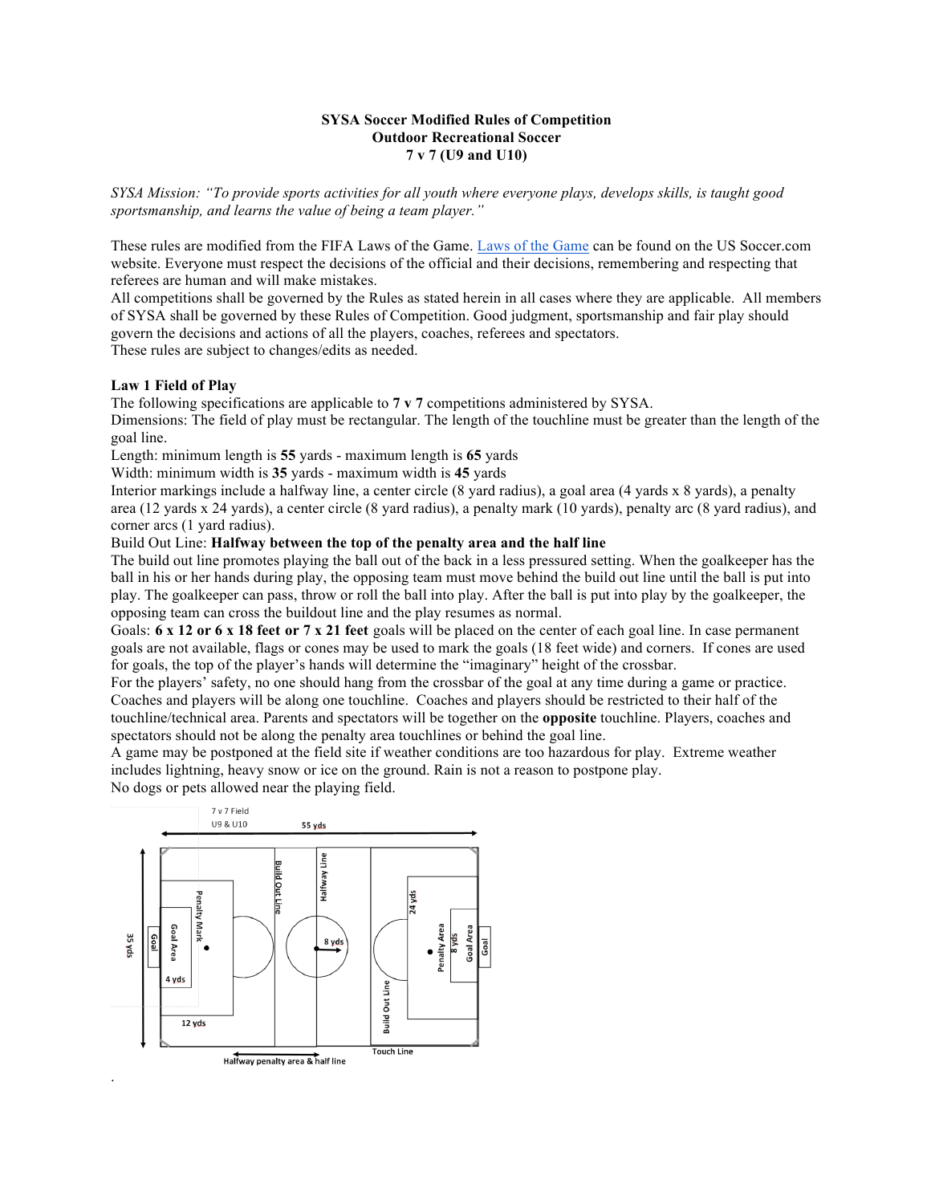**SYSA Soccer Modified Rules of Competition**
**Outdoor Recreational Soccer**
**7 v 7 (U9 and U10)**

*SYSA Mission: "To provide sports activities for all youth where everyone plays, develops skills, is taught good sportsmanship, and learns the value of being a team player."*

These rules are modified from the FIFA Laws of the Game. Laws of the Game can be found on the US Soccer.com website. Everyone must respect the decisions of the official and their decisions, remembering and respecting that referees are human and will make mistakes.
All competitions shall be governed by the Rules as stated herein in all cases where they are applicable. All members of SYSA shall be governed by these Rules of Competition. Good judgment, sportsmanship and fair play should govern the decisions and actions of all the players, coaches, referees and spectators.
These rules are subject to changes/edits as needed.

**Law 1 Field of Play**
The following specifications are applicable to **7 v 7** competitions administered by SYSA.
Dimensions: The field of play must be rectangular. The length of the touchline must be greater than the length of the goal line.
Length: minimum length is **55** yards - maximum length is **65** yards
Width: minimum width is **35** yards - maximum width is **45** yards
Interior markings include a halfway line, a center circle (8 yard radius), a goal area (4 yards x 8 yards), a penalty area (12 yards x 24 yards), a center circle (8 yard radius), a penalty mark (10 yards), penalty arc (8 yard radius), and corner arcs (1 yard radius).
Build Out Line: **Halfway between the top of the penalty area and the half line**
The build out line promotes playing the ball out of the back in a less pressured setting. When the goalkeeper has the ball in his or her hands during play, the opposing team must move behind the build out line until the ball is put into play. The goalkeeper can pass, throw or roll the ball into play. After the ball is put into play by the goalkeeper, the opposing team can cross the buildout line and the play resumes as normal.
Goals: **6 x 12 or 6 x 18 feet or 7 x 21 feet** goals will be placed on the center of each goal line. In case permanent goals are not available, flags or cones may be used to mark the goals (18 feet wide) and corners. If cones are used for goals, the top of the player's hands will determine the "imaginary" height of the crossbar.
For the players' safety, no one should hang from the crossbar of the goal at any time during a game or practice.
Coaches and players will be along one touchline. Coaches and players should be restricted to their half of the touchline/technical area. Parents and spectators will be together on the **opposite** touchline. Players, coaches and spectators should not be along the penalty area touchlines or behind the goal line.
A game may be postponed at the field site if weather conditions are too hazardous for play. Extreme weather includes lightning, heavy snow or ice on the ground. Rain is not a reason to postpone play.
No dogs or pets allowed near the playing field.

7 v 7 Field
U9 & U10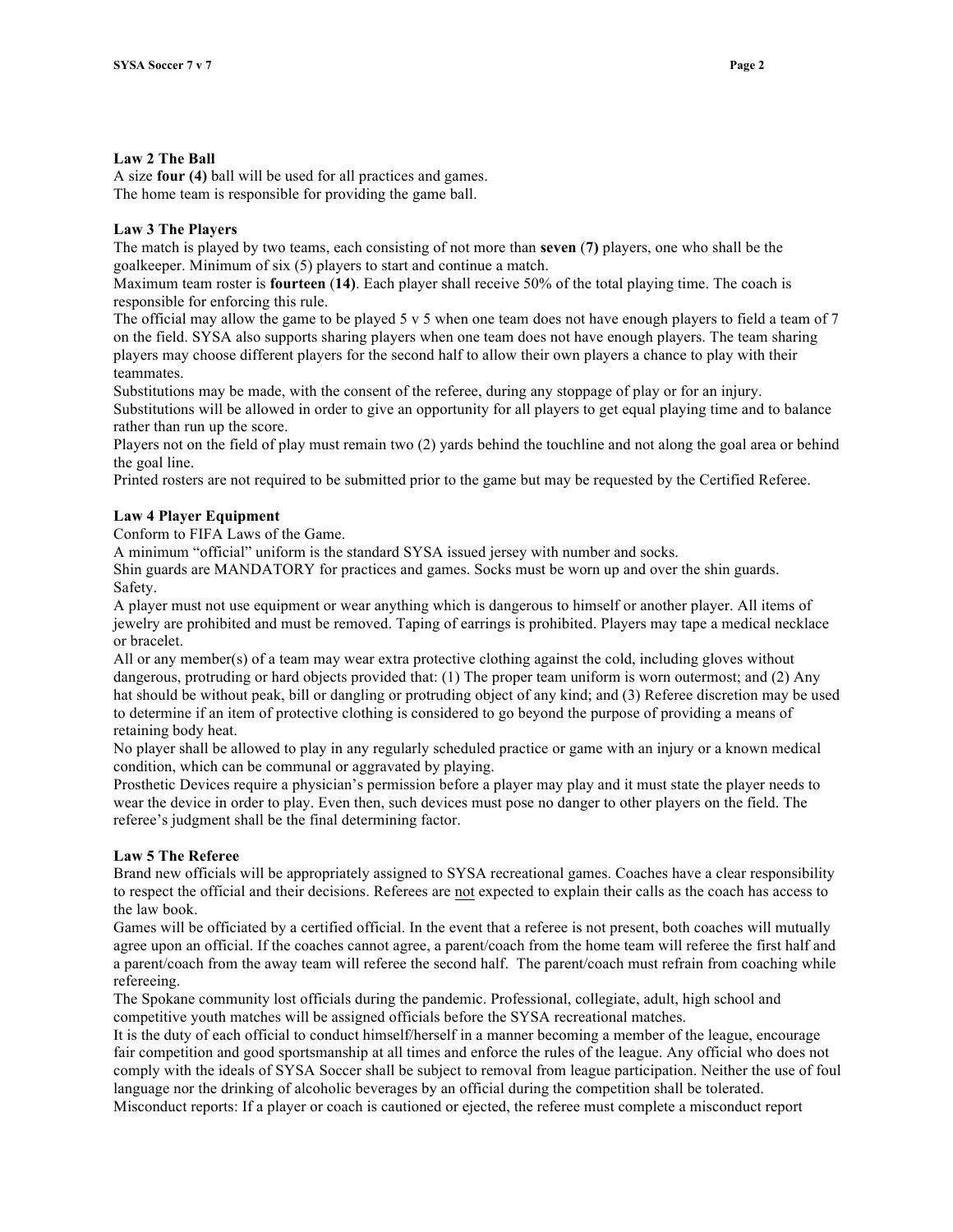**Law 2 The Ball**

A size **four (4)** ball will be used for all practices and games.
The home team is responsible for providing the game ball.

**Law 3 The Players**

The match is played by two teams, each consisting of not more than **seven** (**7)** players, one who shall be the goalkeeper. Minimum of six (5) players to start and continue a match.

Maximum team roster is **fourteen** (**14)**. Each player shall receive 50% of the total playing time. The coach is responsible for enforcing this rule.

The official may allow the game to be played 5 v 5 when one team does not have enough players to field a team of 7 on the field. SYSA also supports sharing players when one team does not have enough players. The team sharing players may choose different players for the second half to allow their own players a chance to play with their teammates.

Substitutions may be made, with the consent of the referee, during any stoppage of play or for an injury. Substitutions will be allowed in order to give an opportunity for all players to get equal playing time and to balance rather than run up the score.

Players not on the field of play must remain two (2) yards behind the touchline and not along the goal area or behind the goal line.

Printed rosters are not required to be submitted prior to the game but may be requested by the Certified Referee.

**Law 4 Player Equipment**

Conform to FIFA Laws of the Game.

A minimum "official" uniform is the standard SYSA issued jersey with number and socks.

Shin guards are MANDATORY for practices and games. Socks must be worn up and over the shin guards.

Safety.

A player must not use equipment or wear anything which is dangerous to himself or another player. All items of jewelry are prohibited and must be removed. Taping of earrings is prohibited. Players may tape a medical necklace or bracelet.

All or any member(s) of a team may wear extra protective clothing against the cold, including gloves without dangerous, protruding or hard objects provided that: (1) The proper team uniform is worn outermost; and (2) Any hat should be without peak, bill or dangling or protruding object of any kind; and (3) Referee discretion may be used to determine if an item of protective clothing is considered to go beyond the purpose of providing a means of retaining body heat.

No player shall be allowed to play in any regularly scheduled practice or game with an injury or a known medical condition, which can be communal or aggravated by playing.

Prosthetic Devices require a physician's permission before a player may play and it must state the player needs to wear the device in order to play. Even then, such devices must pose no danger to other players on the field. The referee's judgment shall be the final determining factor.

**Law 5 The Referee**

Brand new officials will be appropriately assigned to SYSA recreational games. Coaches have a clear responsibility to respect the official and their decisions. Referees are <u>not</u> expected to explain their calls as the coach has access to the law book.

Games will be officiated by a certified official. In the event that a referee is not present, both coaches will mutually agree upon an official. If the coaches cannot agree, a parent/coach from the home team will referee the first half and a parent/coach from the away team will referee the second half. The parent/coach must refrain from coaching while refereeing.

The Spokane community lost officials during the pandemic. Professional, collegiate, adult, high school and competitive youth matches will be assigned officials before the SYSA recreational matches.

It is the duty of each official to conduct himself/herself in a manner becoming a member of the league, encourage fair competition and good sportsmanship at all times and enforce the rules of the league. Any official who does not comply with the ideals of SYSA Soccer shall be subject to removal from league participation. Neither the use of foul language nor the drinking of alcoholic beverages by an official during the competition shall be tolerated.

Misconduct reports: If a player or coach is cautioned or ejected, the referee must complete a misconduct report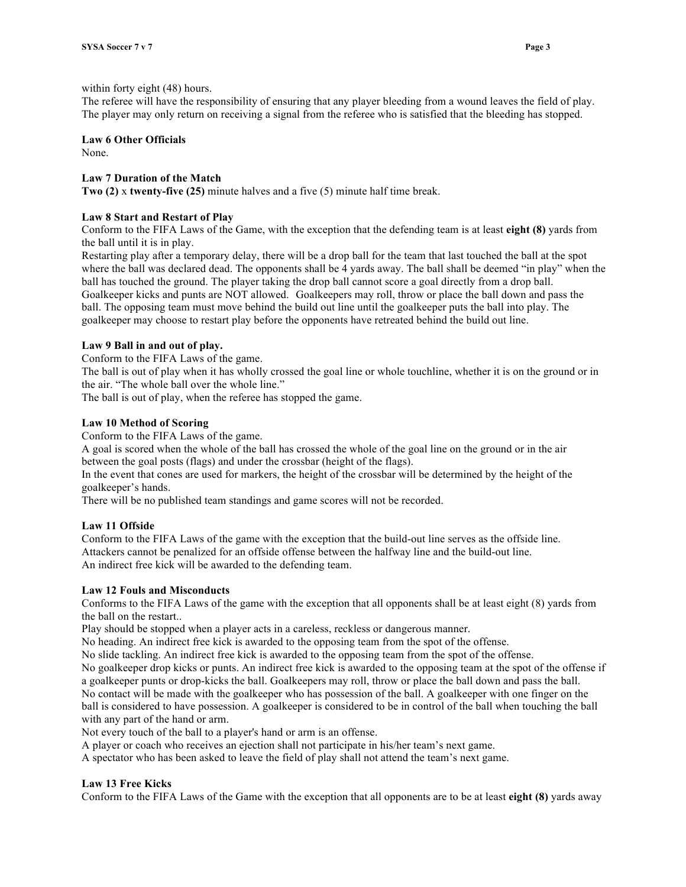within forty eight (48) hours.
The referee will have the responsibility of ensuring that any player bleeding from a wound leaves the field of play. The player may only return on receiving a signal from the referee who is satisfied that the bleeding has stopped.

**Law 6 Other Officials**
None.

**Law 7 Duration of the Match**
**Two (2)** x **twenty-five (25)** minute halves and a five (5) minute half time break.

**Law 8 Start and Restart of Play**
Conform to the FIFA Laws of the Game, with the exception that the defending team is at least **eight (8)** yards from the ball until it is in play.
Restarting play after a temporary delay, there will be a drop ball for the team that last touched the ball at the spot where the ball was declared dead. The opponents shall be 4 yards away. The ball shall be deemed "in play" when the ball has touched the ground. The player taking the drop ball cannot score a goal directly from a drop ball.
Goalkeeper kicks and punts are NOT allowed. Goalkeepers may roll, throw or place the ball down and pass the ball. The opposing team must move behind the build out line until the goalkeeper puts the ball into play. The goalkeeper may choose to restart play before the opponents have retreated behind the build out line.

**Law 9 Ball in and out of play.**
Conform to the FIFA Laws of the game.
The ball is out of play when it has wholly crossed the goal line or whole touchline, whether it is on the ground or in the air. "The whole ball over the whole line."
The ball is out of play, when the referee has stopped the game.

**Law 10 Method of Scoring**
Conform to the FIFA Laws of the game.
A goal is scored when the whole of the ball has crossed the whole of the goal line on the ground or in the air between the goal posts (flags) and under the crossbar (height of the flags).
In the event that cones are used for markers, the height of the crossbar will be determined by the height of the goalkeeper's hands.
There will be no published team standings and game scores will not be recorded.

**Law 11 Offside**
Conform to the FIFA Laws of the game with the exception that the build-out line serves as the offside line.
Attackers cannot be penalized for an offside offense between the halfway line and the build-out line.
An indirect free kick will be awarded to the defending team.

**Law 12 Fouls and Misconducts**
Conforms to the FIFA Laws of the game with the exception that all opponents shall be at least eight (8) yards from the ball on the restart..
Play should be stopped when a player acts in a careless, reckless or dangerous manner.
No heading. An indirect free kick is awarded to the opposing team from the spot of the offense.
No slide tackling. An indirect free kick is awarded to the opposing team from the spot of the offense.
No goalkeeper drop kicks or punts. An indirect free kick is awarded to the opposing team at the spot of the offense if a goalkeeper punts or drop-kicks the ball. Goalkeepers may roll, throw or place the ball down and pass the ball.
No contact will be made with the goalkeeper who has possession of the ball. A goalkeeper with one finger on the ball is considered to have possession. A goalkeeper is considered to be in control of the ball when touching the ball with any part of the hand or arm.
Not every touch of the ball to a player's hand or arm is an offense.
A player or coach who receives an ejection shall not participate in his/her team's next game.
A spectator who has been asked to leave the field of play shall not attend the team's next game.

**Law 13 Free Kicks**
Conform to the FIFA Laws of the Game with the exception that all opponents are to be at least **eight (8)** yards away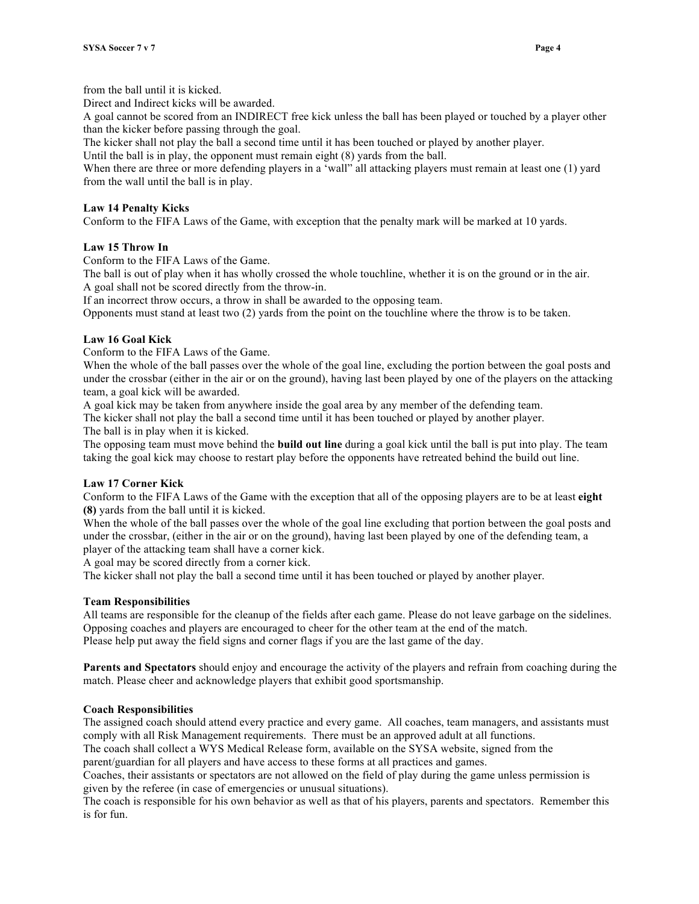from the ball until it is kicked.

Direct and Indirect kicks will be awarded.

A goal cannot be scored from an INDIRECT free kick unless the ball has been played or touched by a player other than the kicker before passing through the goal.

The kicker shall not play the ball a second time until it has been touched or played by another player.

Until the ball is in play, the opponent must remain eight (8) yards from the ball.

When there are three or more defending players in a 'wall' all attacking players must remain at least one (1) yard from the wall until the ball is in play.

**Law 14 Penalty Kicks**

Conform to the FIFA Laws of the Game, with exception that the penalty mark will be marked at 10 yards.

**Law 15 Throw In**

Conform to the FIFA Laws of the Game.

The ball is out of play when it has wholly crossed the whole touchline, whether it is on the ground or in the air.

A goal shall not be scored directly from the throw-in.

If an incorrect throw occurs, a throw in shall be awarded to the opposing team.

Opponents must stand at least two (2) yards from the point on the touchline where the throw is to be taken.

**Law 16 Goal Kick**

Conform to the FIFA Laws of the Game.

When the whole of the ball passes over the whole of the goal line, excluding the portion between the goal posts and under the crossbar (either in the air or on the ground), having last been played by one of the players on the attacking team, a goal kick will be awarded.

A goal kick may be taken from anywhere inside the goal area by any member of the defending team.

The kicker shall not play the ball a second time until it has been touched or played by another player.

The ball is in play when it is kicked.

The opposing team must move behind the **build out line** during a goal kick until the ball is put into play. The team taking the goal kick may choose to restart play before the opponents have retreated behind the build out line.

**Law 17 Corner Kick**

Conform to the FIFA Laws of the Game with the exception that all of the opposing players are to be at least **eight (8)** yards from the ball until it is kicked.

When the whole of the ball passes over the whole of the goal line excluding that portion between the goal posts and under the crossbar, (either in the air or on the ground), having last been played by one of the defending team, a player of the attacking team shall have a corner kick.

A goal may be scored directly from a corner kick.

The kicker shall not play the ball a second time until it has been touched or played by another player.

**Team Responsibilities**

All teams are responsible for the cleanup of the fields after each game. Please do not leave garbage on the sidelines.

Opposing coaches and players are encouraged to cheer for the other team at the end of the match.

Please help put away the field signs and corner flags if you are the last game of the day.

**Parents and Spectators** should enjoy and encourage the activity of the players and refrain from coaching during the match. Please cheer and acknowledge players that exhibit good sportsmanship.

**Coach Responsibilities**

The assigned coach should attend every practice and every game. All coaches, team managers, and assistants must comply with all Risk Management requirements. There must be an approved adult at all functions.

The coach shall collect a WYS Medical Release form, available on the SYSA website, signed from the parent/guardian for all players and have access to these forms at all practices and games.

Coaches, their assistants or spectators are not allowed on the field of play during the game unless permission is given by the referee (in case of emergencies or unusual situations).

The coach is responsible for his own behavior as well as that of his players, parents and spectators. Remember this is for fun.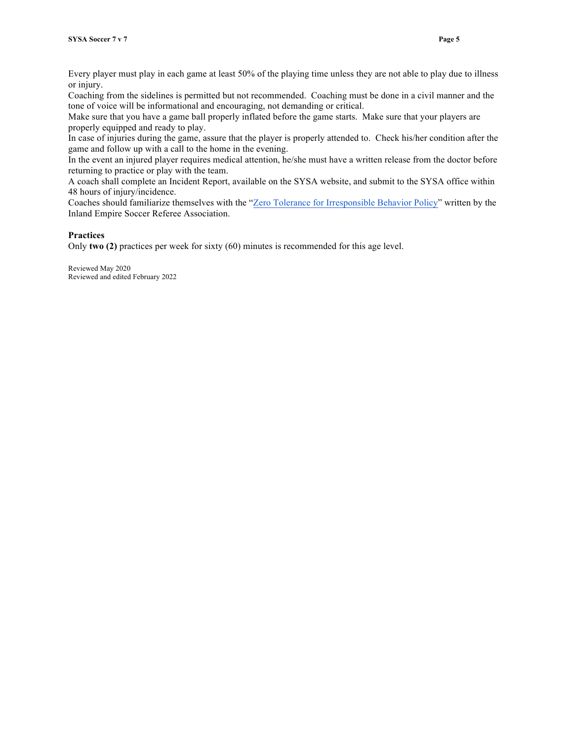Every player must play in each game at least 50% of the playing time unless they are not able to play due to illness or injury.

Coaching from the sidelines is permitted but not recommended. Coaching must be done in a civil manner and the tone of voice will be informational and encouraging, not demanding or critical.

Make sure that you have a game ball properly inflated before the game starts. Make sure that your players are properly equipped and ready to play.

In case of injuries during the game, assure that the player is properly attended to. Check his/her condition after the game and follow up with a call to the home in the evening.

In the event an injured player requires medical attention, he/she must have a written release from the doctor before returning to practice or play with the team.

A coach shall complete an Incident Report, available on the SYSA website, and submit to the SYSA office within 48 hours of injury/incidence.

Coaches should familiarize themselves with the "Zero Tolerance for Irresponsible Behavior Policy" written by the Inland Empire Soccer Referee Association.

**Practices**

Only **two (2)** practices per week for sixty (60) minutes is recommended for this age level.

Reviewed May 2020
Reviewed and edited February 2022